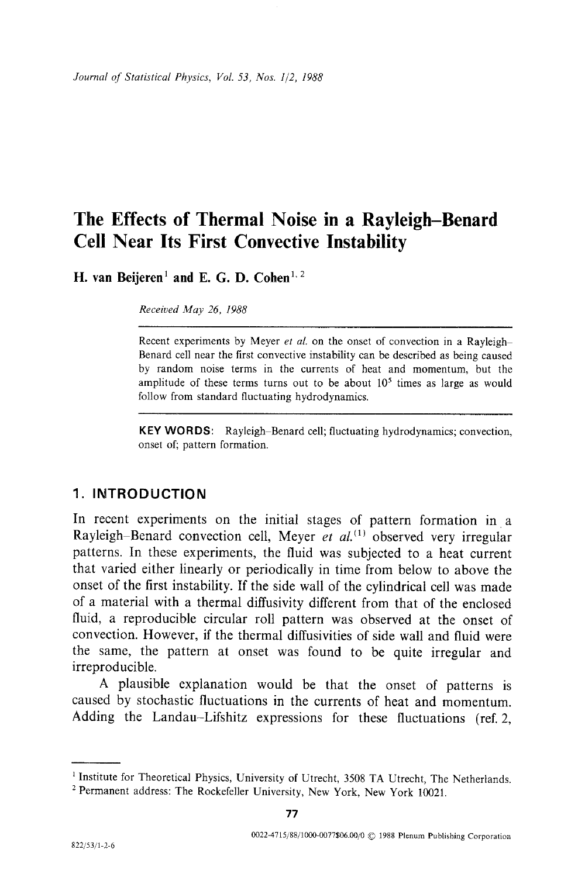# The Effects of Thermal Noise in a Rayleigh–Benard Cell Near Its First Convective Instability

**H. van Beijeren**[1] **and E. G. D. Cohen**[1,2]

*Received May 26, 1988*

Recent experiments by Meyer *et al.* on the onset of convection in a Rayleigh–Benard cell near the first convective instability can be described as being caused by random noise terms in the currents of heat and momentum, but the amplitude of these terms turns out to be about $10^5$ times as large as would follow from standard fluctuating hydrodynamics.

**KEY WORDS:** Rayleigh–Benard cell; fluctuating hydrodynamics; convection, onset of; pattern formation.

## 1. INTRODUCTION

In recent experiments on the initial stages of pattern formation in a Rayleigh–Benard convection cell, Meyer *et al.*[1] observed very irregular patterns. In these experiments, the fluid was subjected to a heat current that varied either linearly or periodically in time from below to above the onset of the first instability. If the side wall of the cylindrical cell was made of a material with a thermal diffusivity different from that of the enclosed fluid, a reproducible circular roll pattern was observed at the onset of convection. However, if the thermal diffusivities of side wall and fluid were the same, the pattern at onset was found to be quite irregular and irreproducible.

A plausible explanation would be that the onset of patterns is caused by stochastic fluctuations in the currents of heat and momentum. Adding the Landau–Lifshitz expressions for these fluctuations (ref. 2,

---

[1] Institute for Theoretical Physics, University of Utrecht, 3508 TA Utrecht, The Netherlands.

[2] Permanent address: The Rockefeller University, New York, New York 10021.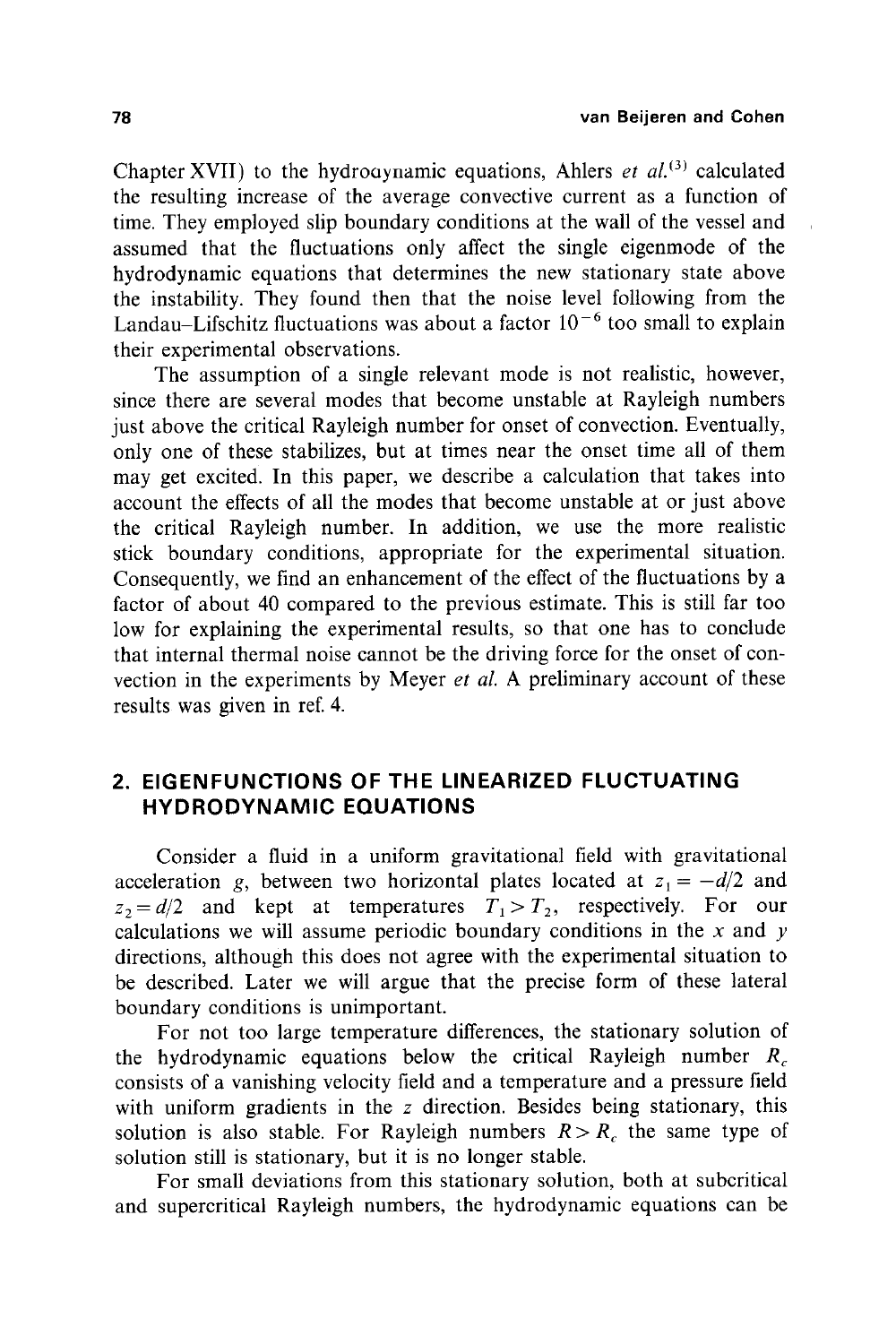Chapter XVII) to the hydrodynamic equations, Ahlers *et al.*[3] calculated the resulting increase of the average convective current as a function of time. They employed slip boundary conditions at the wall of the vessel and assumed that the fluctuations only affect the single eigenmode of the hydrodynamic equations that determines the new stationary state above the instability. They found then that the noise level following from the Landau–Lifschitz fluctuations was about a factor $10^{-6}$ too small to explain their experimental observations.

The assumption of a single relevant mode is not realistic, however, since there are several modes that become unstable at Rayleigh numbers just above the critical Rayleigh number for onset of convection. Eventually, only one of these stabilizes, but at times near the onset time all of them may get excited. In this paper, we describe a calculation that takes into account the effects of all the modes that become unstable at or just above the critical Rayleigh number. In addition, we use the more realistic stick boundary conditions, appropriate for the experimental situation. Consequently, we find an enhancement of the effect of the fluctuations by a factor of about 40 compared to the previous estimate. This is still far too low for explaining the experimental results, so that one has to conclude that internal thermal noise cannot be the driving force for the onset of convection in the experiments by Meyer *et al.* A preliminary account of these results was given in ref. 4.

## 2. EIGENFUNCTIONS OF THE LINEARIZED FLUCTUATING HYDRODYNAMIC EQUATIONS

Consider a fluid in a uniform gravitational field with gravitational acceleration $g$, between two horizontal plates located at $z_1 = -d/2$ and $z_2 = d/2$ and kept at temperatures $T_1 > T_2$, respectively. For our calculations we will assume periodic boundary conditions in the $x$ and $y$ directions, although this does not agree with the experimental situation to be described. Later we will argue that the precise form of these lateral boundary conditions is unimportant.

For not too large temperature differences, the stationary solution of the hydrodynamic equations below the critical Rayleigh number $R_c$ consists of a vanishing velocity field and a temperature and a pressure field with uniform gradients in the $z$ direction. Besides being stationary, this solution is also stable. For Rayleigh numbers $R > R_c$ the same type of solution still is stationary, but it is no longer stable.

For small deviations from this stationary solution, both at subcritical and supercritical Rayleigh numbers, the hydrodynamic equations can be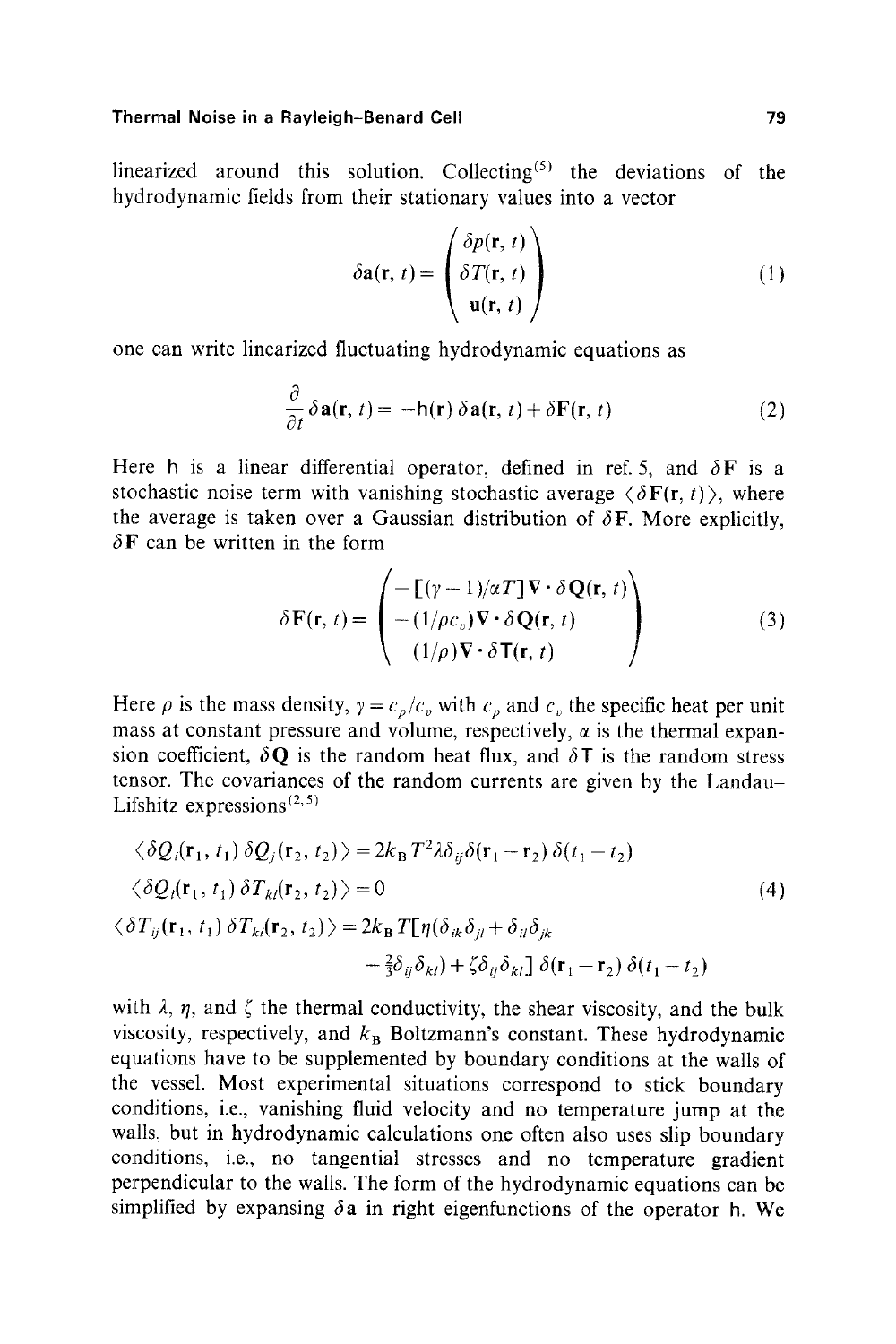linearized around this solution. Collecting[5] the deviations of the hydrodynamic fields from their stationary values into a vector

$$\delta \mathbf{a}(\mathbf{r}, t) = \begin{pmatrix} \delta p(\mathbf{r}, t) \\ \delta T(\mathbf{r}, t) \\ \mathbf{u}(\mathbf{r}, t) \end{pmatrix} \tag{1}$$

one can write linearized fluctuating hydrodynamic equations as

$$\frac{\partial}{\partial t} \delta \mathbf{a}(\mathbf{r}, t) = -\mathsf{h}(\mathbf{r})\, \delta \mathbf{a}(\mathbf{r}, t) + \delta \mathbf{F}(\mathbf{r}, t) \tag{2}$$

Here $\mathsf{h}$ is a linear differential operator, defined in ref. 5, and $\delta \mathbf{F}$ is a stochastic noise term with vanishing stochastic average $\langle \delta \mathbf{F}(\mathbf{r}, t) \rangle$, where the average is taken over a Gaussian distribution of $\delta \mathbf{F}$. More explicitly, $\delta \mathbf{F}$ can be written in the form

$$\delta \mathbf{F}(\mathbf{r}, t) = \begin{pmatrix} -[(\gamma - 1)/\alpha T] \nabla \cdot \delta \mathbf{Q}(\mathbf{r}, t) \\ -(1/\rho c_v) \nabla \cdot \delta \mathbf{Q}(\mathbf{r}, t) \\ (1/\rho) \nabla \cdot \delta \mathbf{T}(\mathbf{r}, t) \end{pmatrix} \tag{3}$$

Here $\rho$ is the mass density, $\gamma = c_p / c_v$ with $c_p$ and $c_v$ the specific heat per unit mass at constant pressure and volume, respectively, $\alpha$ is the thermal expansion coefficient, $\delta \mathbf{Q}$ is the random heat flux, and $\delta \mathbf{T}$ is the random stress tensor. The covariances of the random currents are given by the Landau–Lifshitz expressions[2,5]

$$\begin{aligned}
&\langle \delta Q_i(\mathbf{r}_1, t_1)\, \delta Q_j(\mathbf{r}_2, t_2) \rangle = 2 k_B T^2 \lambda \delta_{ij} \delta(\mathbf{r}_1 - \mathbf{r}_2)\, \delta(t_1 - t_2) \\
&\langle \delta Q_i(\mathbf{r}_1, t_1)\, \delta T_{kl}(\mathbf{r}_2, t_2) \rangle = 0 \\
&\langle \delta T_{ij}(\mathbf{r}_1, t_1)\, \delta T_{kl}(\mathbf{r}_2, t_2) \rangle = 2 k_B T [\eta(\delta_{ik} \delta_{jl} + \delta_{il} \delta_{jk} \\
&\qquad - \tfrac{2}{3} \delta_{ij} \delta_{kl}) + \zeta \delta_{ij} \delta_{kl}]\, \delta(\mathbf{r}_1 - \mathbf{r}_2)\, \delta(t_1 - t_2)
\end{aligned} \tag{4}$$

with $\lambda$, $\eta$, and $\zeta$ the thermal conductivity, the shear viscosity, and the bulk viscosity, respectively, and $k_B$ Boltzmann's constant. These hydrodynamic equations have to be supplemented by boundary conditions at the walls of the vessel. Most experimental situations correspond to stick boundary conditions, i.e., vanishing fluid velocity and no temperature jump at the walls, but in hydrodynamic calculations one often also uses slip boundary conditions, i.e., no tangential stresses and no temperature gradient perpendicular to the walls. The form of the hydrodynamic equations can be simplified by expansing $\delta \mathbf{a}$ in right eigenfunctions of the operator $\mathsf{h}$. We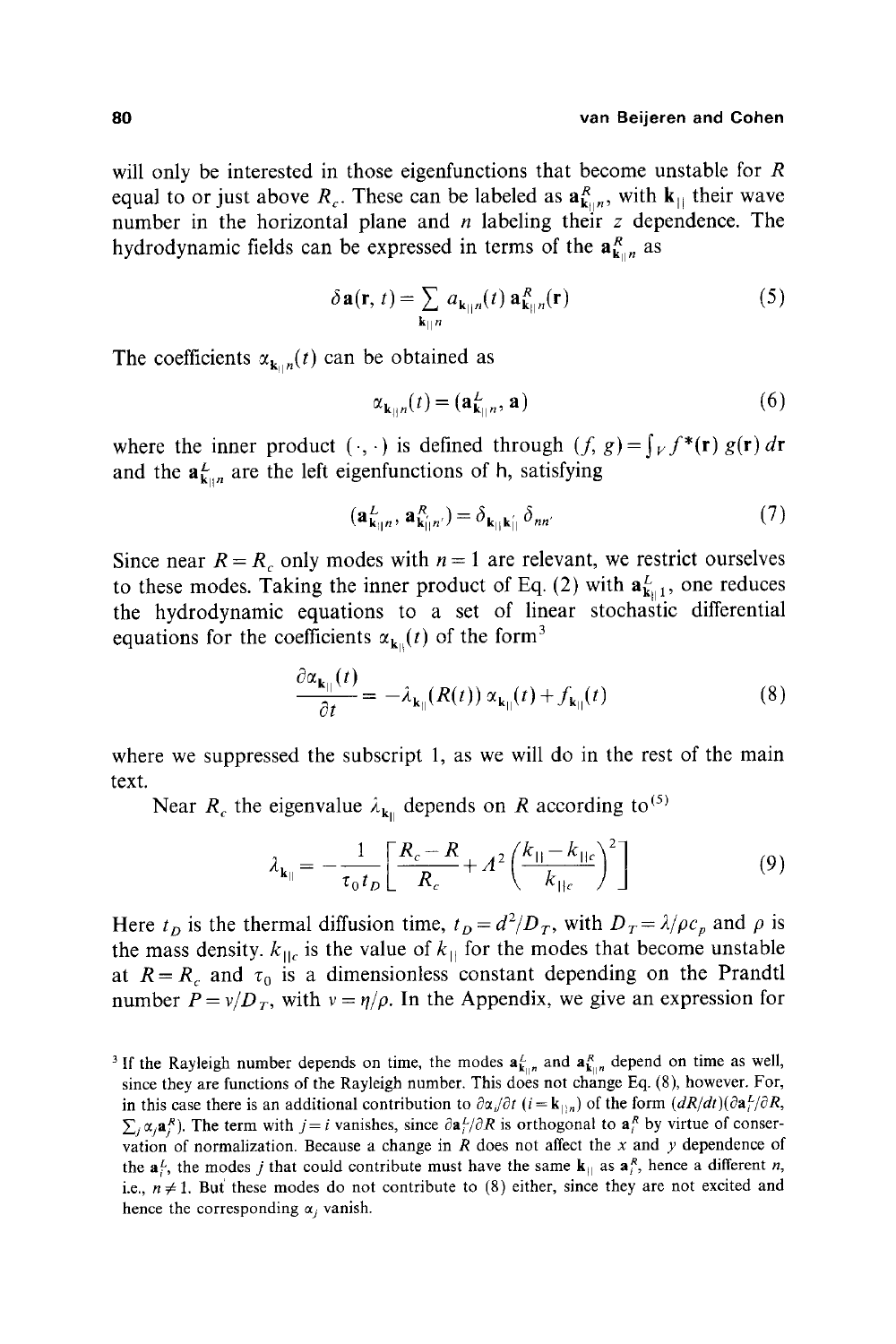will only be interested in those eigenfunctions that become unstable for $R$ equal to or just above $R_c$. These can be labeled as $\mathbf{a}^R_{\mathbf{k}_\| n}$, with $\mathbf{k}_\|$ their wave number in the horizontal plane and $n$ labeling their $z$ dependence. The hydrodynamic fields can be expressed in terms of the $\mathbf{a}^R_{\mathbf{k}_\| n}$ as

$$\delta \mathbf{a}(\mathbf{r}, t) = \sum_{\mathbf{k}_\| n} a_{\mathbf{k}_\| n}(t)\, \mathbf{a}^R_{\mathbf{k}_\| n}(\mathbf{r}) \tag{5}$$

The coefficients $\alpha_{\mathbf{k}_\| n}(t)$ can be obtained as

$$\alpha_{\mathbf{k}_\| n}(t) = (\mathbf{a}^L_{\mathbf{k}_\| n}, \mathbf{a}) \tag{6}$$

where the inner product $(\cdot, \cdot)$ is defined through $(f, g) = \int_V f^*(\mathbf{r})\, g(\mathbf{r})\, d\mathbf{r}$ and the $\mathbf{a}^L_{\mathbf{k}_\| n}$ are the left eigenfunctions of h, satisfying

$$(\mathbf{a}^L_{\mathbf{k}_\| n}, \mathbf{a}^R_{\mathbf{k}'_\| n'}) = \delta_{\mathbf{k}_\| \mathbf{k}'_\|}\, \delta_{nn'} \tag{7}$$

Since near $R = R_c$ only modes with $n = 1$ are relevant, we restrict ourselves to these modes. Taking the inner product of Eq. (2) with $\mathbf{a}^L_{\mathbf{k}_\| 1}$, one reduces the hydrodynamic equations to a set of linear stochastic differential equations for the coefficients $\alpha_{\mathbf{k}_\|}(t)$ of the form[3]

$$\frac{\partial \alpha_{\mathbf{k}_\|}(t)}{\partial t} = -\lambda_{\mathbf{k}_\|}(R(t))\, \alpha_{\mathbf{k}_\|}(t) + f_{\mathbf{k}_\|}(t) \tag{8}$$

where we suppressed the subscript 1, as we will do in the rest of the main text.

Near $R_c$ the eigenvalue $\lambda_{\mathbf{k}_\|}$ depends on $R$ according to[5]

$$\lambda_{\mathbf{k}_\|} = -\frac{1}{\tau_0 t_D}\left[\frac{R_c - R}{R_c} + \Lambda^2 \left(\frac{k_\| - k_{\|c}}{k_{\|c}}\right)^2\right] \tag{9}$$

Here $t_D$ is the thermal diffusion time, $t_D = d^2/D_T$, with $D_T = \lambda/\rho c_p$ and $\rho$ is the mass density. $k_{\|c}$ is the value of $k_\|$ for the modes that become unstable at $R = R_c$ and $\tau_0$ is a dimensionless constant depending on the Prandtl number $P = \nu/D_T$, with $\nu = \eta/\rho$. In the Appendix, we give an expression for

---

[3] If the Rayleigh number depends on time, the modes $\mathbf{a}^L_{\mathbf{k}_\| n}$ and $\mathbf{a}^R_{\mathbf{k}_\| n}$ depend on time as well, since they are functions of the Rayleigh number. This does not change Eq. (8), however. For, in this case there is an additional contribution to $\partial\alpha_i/\partial t$ $(i = \mathbf{k}_{\| n})$ of the form $(dR/dt)(\partial \mathbf{a}^L_i/\partial R, \sum_j \alpha_j \mathbf{a}^R_j)$. The term with $j = i$ vanishes, since $\partial \mathbf{a}^L_i/\partial R$ is orthogonal to $\mathbf{a}^R_i$ by virtue of conservation of normalization. Because a change in $R$ does not affect the $x$ and $y$ dependence of the $\mathbf{a}^L_i$, the modes $j$ that could contribute must have the same $\mathbf{k}_\|$ as $\mathbf{a}^R_i$, hence a different $n$, i.e., $n \neq 1$. But these modes do not contribute to (8) either, since they are not excited and hence the corresponding $\alpha_j$ vanish.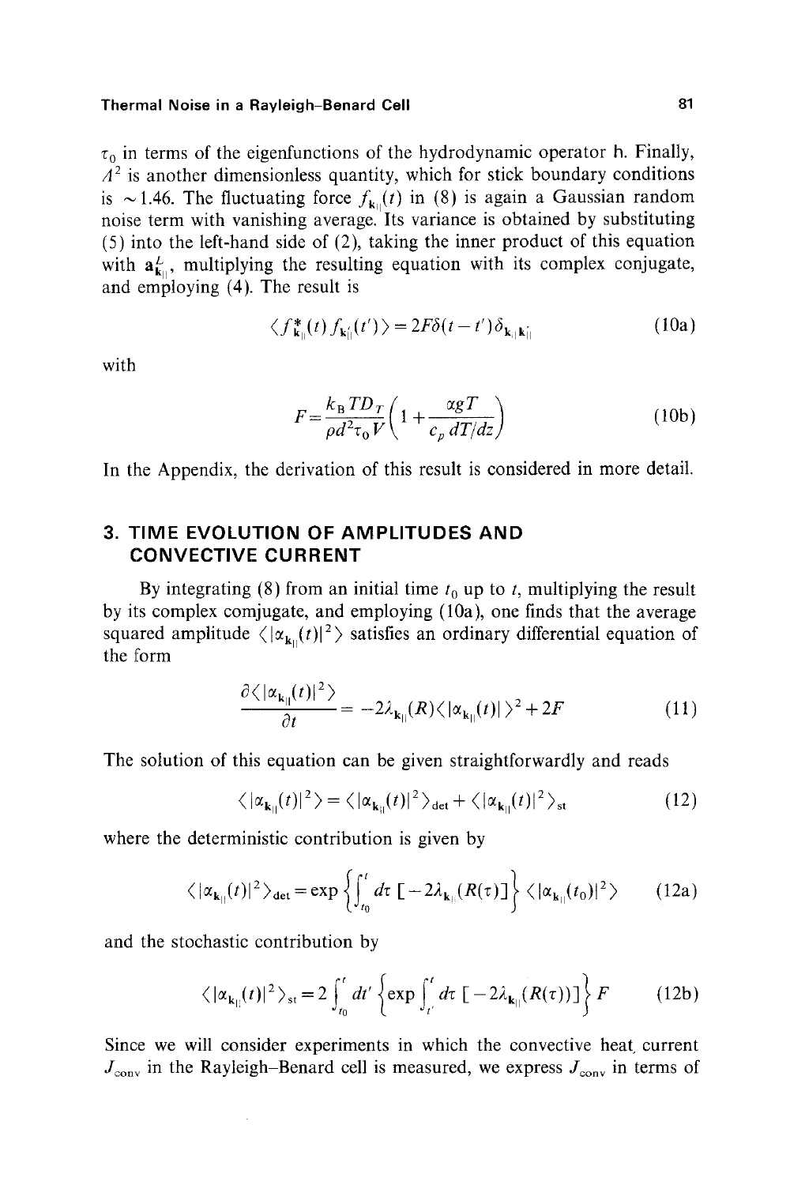$\tau_0$ in terms of the eigenfunctions of the hydrodynamic operator h. Finally, $\Lambda^2$ is another dimensionless quantity, which for stick boundary conditions is $\sim 1.46$. The fluctuating force $f_{\mathbf{k}_{\|}}(t)$ in (8) is again a Gaussian random noise term with vanishing average. Its variance is obtained by substituting (5) into the left-hand side of (2), taking the inner product of this equation with $\mathbf{a}^L_{\mathbf{k}_{\|}}$, multiplying the resulting equation with its complex conjugate, and employing (4). The result is

$$\langle f^*_{\mathbf{k}_{\|}}(t) f_{\mathbf{k}'_{\|}}(t') \rangle = 2F\delta(t-t')\delta_{\mathbf{k}_{\|}\mathbf{k}'_{\|}} \tag{10a}$$

with

$$F = \frac{k_B T D_T}{\rho d^2 \tau_0 V}\left(1 + \frac{\alpha g T}{c_p \, dT/dz}\right) \tag{10b}$$

In the Appendix, the derivation of this result is considered in more detail.

## 3. TIME EVOLUTION OF AMPLITUDES AND CONVECTIVE CURRENT

By integrating (8) from an initial time $t_0$ up to $t$, multiplying the result by its complex comjugate, and employing (10a), one finds that the average squared amplitude $\langle |\alpha_{\mathbf{k}_{\|}}(t)|^2 \rangle$ satisfies an ordinary differential equation of the form

$$\frac{\partial \langle |\alpha_{\mathbf{k}_{\|}}(t)|^2 \rangle}{\partial t} = -2\lambda_{\mathbf{k}_{\|}}(R) \langle |\alpha_{\mathbf{k}_{\|}}(t)| \rangle^2 + 2F \tag{11}$$

The solution of this equation can be given straightforwardly and reads

$$\langle |\alpha_{\mathbf{k}_{\|}}(t)|^2 \rangle = \langle |\alpha_{\mathbf{k}_{\|}}(t)|^2 \rangle_{\text{det}} + \langle |\alpha_{\mathbf{k}_{\|}}(t)|^2 \rangle_{\text{st}} \tag{12}$$

where the deterministic contribution is given by

$$\langle |\alpha_{\mathbf{k}_{\|}}(t)|^2 \rangle_{\text{det}} = \exp\left\{ \int_{t_0}^{t} d\tau \, [-2\lambda_{\mathbf{k}_{\|}}(R(\tau)] \right\} \langle |\alpha_{\mathbf{k}_{\|}}(t_0)|^2 \rangle \tag{12a}$$

and the stochastic contribution by

$$\langle |\alpha_{\mathbf{k}_{\|}}(t)|^2 \rangle_{\text{st}} = 2 \int_{t_0}^{t} dt' \left\{ \exp \int_{t'}^{t} d\tau \, [-2\lambda_{\mathbf{k}_{\|}}(R(\tau))] \right\} F \tag{12b}$$

Since we will consider experiments in which the convective heat current $J_{\text{conv}}$ in the Rayleigh–Benard cell is measured, we express $J_{\text{conv}}$ in terms of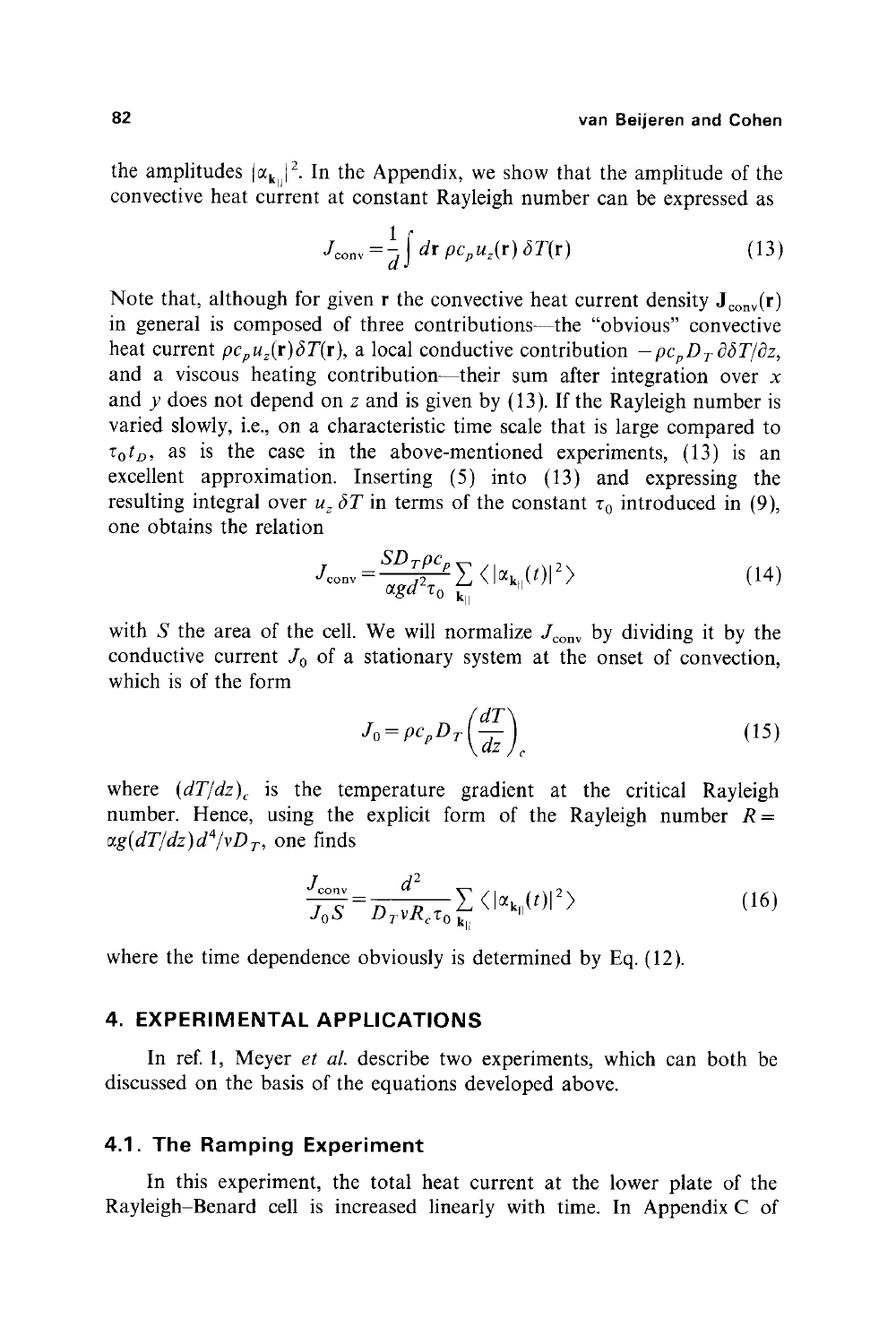the amplitudes $|\alpha_{\mathbf{k}_\|}|^2$. In the Appendix, we show that the amplitude of the convective heat current at constant Rayleigh number can be expressed as

$$J_{\text{conv}} = \frac{1}{d} \int d\mathbf{r}\, \rho c_p u_z(\mathbf{r})\, \delta T(\mathbf{r}) \tag{13}$$

Note that, although for given $\mathbf{r}$ the convective heat current density $\mathbf{J}_{\text{conv}}(\mathbf{r})$ in general is composed of three contributions—the "obvious" convective heat current $\rho c_p u_z(\mathbf{r}) \delta T(\mathbf{r})$, a local conductive contribution $-\rho c_p D_T\, \partial \delta T / \partial z$, and a viscous heating contribution—their sum after integration over $x$ and $y$ does not depend on $z$ and is given by (13). If the Rayleigh number is varied slowly, i.e., on a characteristic time scale that is large compared to $\tau_0 t_D$, as is the case in the above-mentioned experiments, (13) is an excellent approximation. Inserting (5) into (13) and expressing the resulting integral over $u_z\, \delta T$ in terms of the constant $\tau_0$ introduced in (9), one obtains the relation

$$J_{\text{conv}} = \frac{S D_T \rho c_p}{\alpha g d^2 \tau_0} \sum_{\mathbf{k}_\|} \langle |\alpha_{\mathbf{k}_\|}(t)|^2 \rangle \tag{14}$$

with $S$ the area of the cell. We will normalize $J_{\text{conv}}$ by dividing it by the conductive current $J_0$ of a stationary system at the onset of convection, which is of the form

$$J_0 = \rho c_p D_T \left( \frac{dT}{dz} \right)_c \tag{15}$$

where $(dT/dz)_c$ is the temperature gradient at the critical Rayleigh number. Hence, using the explicit form of the Rayleigh number $R = \alpha g (dT/dz) d^4 / \nu D_T$, one finds

$$\frac{J_{\text{conv}}}{J_0 S} = \frac{d^2}{D_T \nu R_c \tau_0} \sum_{\mathbf{k}_\|} \langle |\alpha_{\mathbf{k}_\|}(t)|^2 \rangle \tag{16}$$

where the time dependence obviously is determined by Eq. (12).

## 4. EXPERIMENTAL APPLICATIONS

In ref. 1, Meyer *et al.* describe two experiments, which can both be discussed on the basis of the equations developed above.

### 4.1. The Ramping Experiment

In this experiment, the total heat current at the lower plate of the Rayleigh–Benard cell is increased linearly with time. In Appendix C of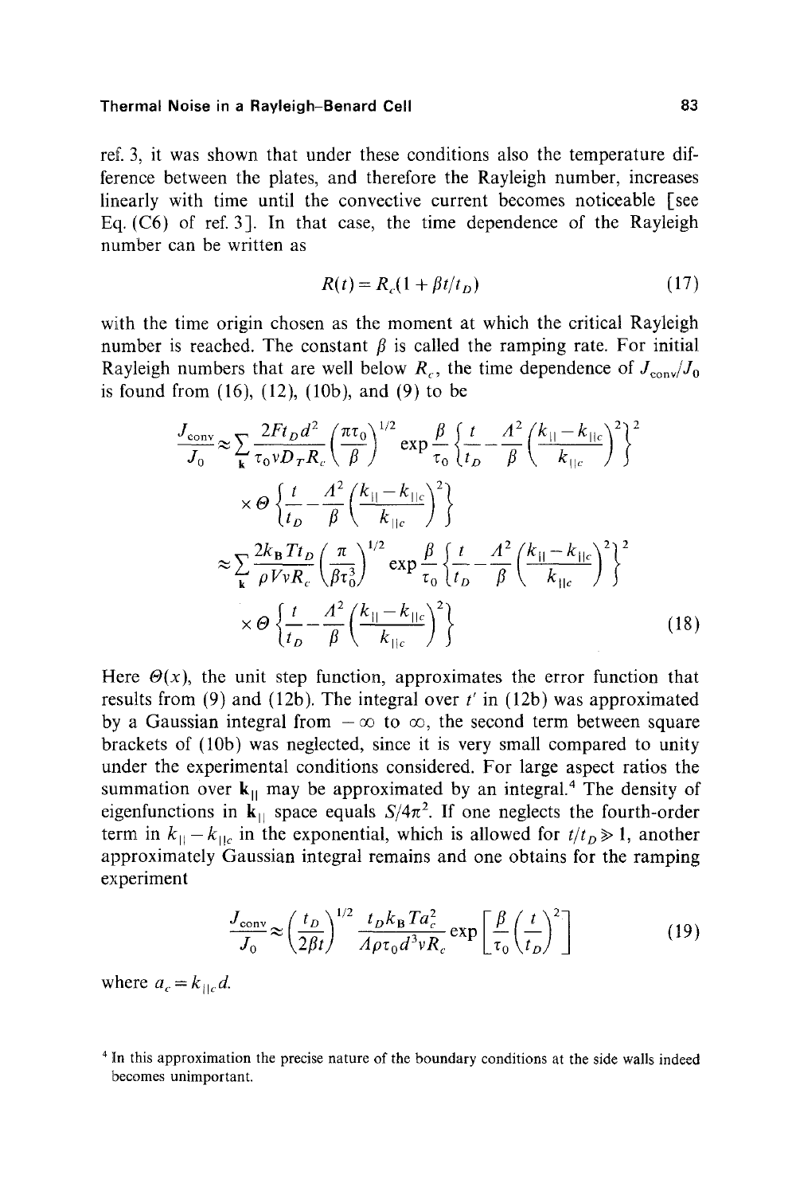ref. 3, it was shown that under these conditions also the temperature difference between the plates, and therefore the Rayleigh number, increases linearly with time until the convective current becomes noticeable [see Eq. (C6) of ref. 3]. In that case, the time dependence of the Rayleigh number can be written as

$$R(t) = R_c(1 + \beta t/t_D) \tag{17}$$

with the time origin chosen as the moment at which the critical Rayleigh number is reached. The constant $\beta$ is called the ramping rate. For initial Rayleigh numbers that are well below $R_c$, the time dependence of $J_{\mathrm{conv}}/J_0$ is found from (16), (12), (10b), and (9) to be

$$\begin{aligned}
\frac{J_{\mathrm{conv}}}{J_0} &\approx \sum_{\mathbf{k}} \frac{2F t_D d^2}{\tau_0 \nu D_T R_c} \left(\frac{\pi \tau_0}{\beta}\right)^{1/2} \exp \frac{\beta}{\tau_0} \left\{ \frac{t}{t_D} - \frac{\Lambda^2}{\beta} \left( \frac{k_{\|} - k_{\|c}}{k_{\|c}} \right)^2 \right\}^2 \\
&\quad \times \Theta \left\{ \frac{t}{t_D} - \frac{\Lambda^2}{\beta} \left( \frac{k_{\|} - k_{\|c}}{k_{\|c}} \right)^2 \right\} \\
&\approx \sum_{\mathbf{k}} \frac{2k_{\mathrm{B}} T t_D}{\rho V \nu R_c} \left( \frac{\pi}{\beta \tau_0^3} \right)^{1/2} \exp \frac{\beta}{\tau_0} \left\{ \frac{t}{t_D} - \frac{\Lambda^2}{\beta} \left( \frac{k_{\|} - k_{\|c}}{k_{\|c}} \right)^2 \right\}^2 \\
&\quad \times \Theta \left\{ \frac{t}{t_D} - \frac{\Lambda^2}{\beta} \left( \frac{k_{\|} - k_{\|c}}{k_{\|c}} \right)^2 \right\}
\end{aligned} \tag{18}$$

Here $\Theta(x)$, the unit step function, approximates the error function that results from (9) and (12b). The integral over $t'$ in (12b) was approximated by a Gaussian integral from $-\infty$ to $\infty$, the second term between square brackets of (10b) was neglected, since it is very small compared to unity under the experimental conditions considered. For large aspect ratios the summation over $\mathbf{k}_{\|}$ may be approximated by an integral.[4] The density of eigenfunctions in $\mathbf{k}_{\|}$ space equals $S/4\pi^2$. If one neglects the fourth-order term in $k_{\|} - k_{\|c}$ in the exponential, which is allowed for $t/t_D \gg 1$, another approximately Gaussian integral remains and one obtains for the ramping experiment

$$\frac{J_{\mathrm{conv}}}{J_0} \approx \left( \frac{t_D}{2\beta t} \right)^{1/2} \frac{t_D k_{\mathrm{B}} T a_c^2}{\Lambda \rho \tau_0 d^3 \nu R_c} \exp \left[ \frac{\beta}{\tau_0} \left( \frac{t}{t_D} \right)^2 \right] \tag{19}$$

where $a_c = k_{\|c} d$.

[4] In this approximation the precise nature of the boundary conditions at the side walls indeed becomes unimportant.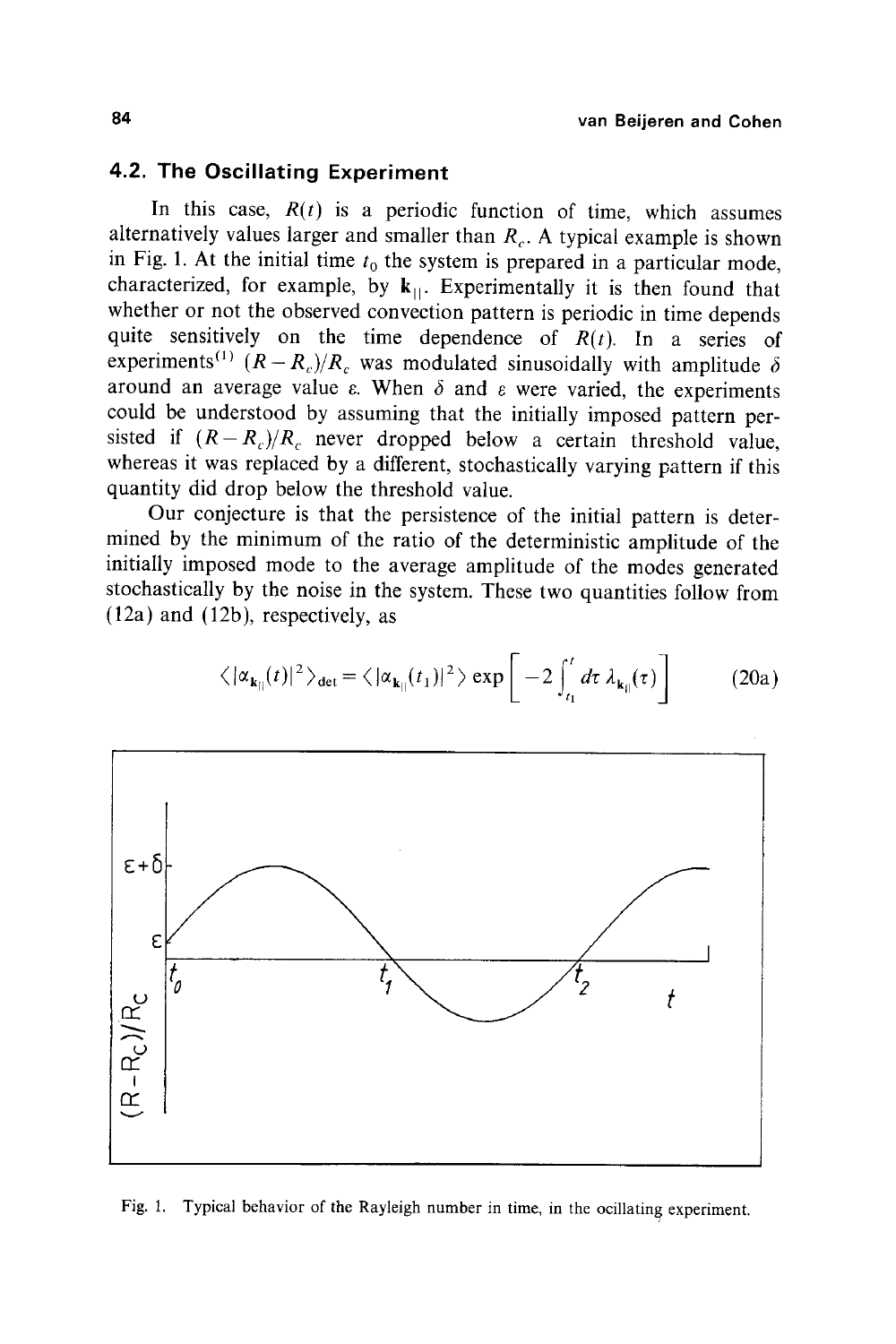### 4.2. The Oscillating Experiment

In this case, $R(t)$ is a periodic function of time, which assumes alternatively values larger and smaller than $R_c$. A typical example is shown in Fig. 1. At the initial time $t_0$ the system is prepared in a particular mode, characterized, for example, by $\mathbf{k}_{||}$. Experimentally it is then found that whether or not the observed convection pattern is periodic in time depends quite sensitively on the time dependence of $R(t)$. In a series of experiments[1] $(R - R_c)/R_c$ was modulated sinusoidally with amplitude $\delta$ around an average value $\varepsilon$. When $\delta$ and $\varepsilon$ were varied, the experiments could be understood by assuming that the initially imposed pattern persisted if $(R - R_c)/R_c$ never dropped below a certain threshold value, whereas it was replaced by a different, stochastically varying pattern if this quantity did drop below the threshold value.

Our conjecture is that the persistence of the initial pattern is determined by the minimum of the ratio of the deterministic amplitude of the initially imposed mode to the average amplitude of the modes generated stochastically by the noise in the system. These two quantities follow from (12a) and (12b), respectively, as

$$\langle |\alpha_{\mathbf{k}_{||}}(t)|^2 \rangle_{\text{det}} = \langle |\alpha_{\mathbf{k}_{||}}(t_1)|^2 \rangle \exp\left[ -2 \int_{t_1}^{t} d\tau \, \lambda_{\mathbf{k}_{||}}(\tau) \right] \tag{20a}$$

Fig. 1. Typical behavior of the Rayleigh number in time, in the ocillating experiment.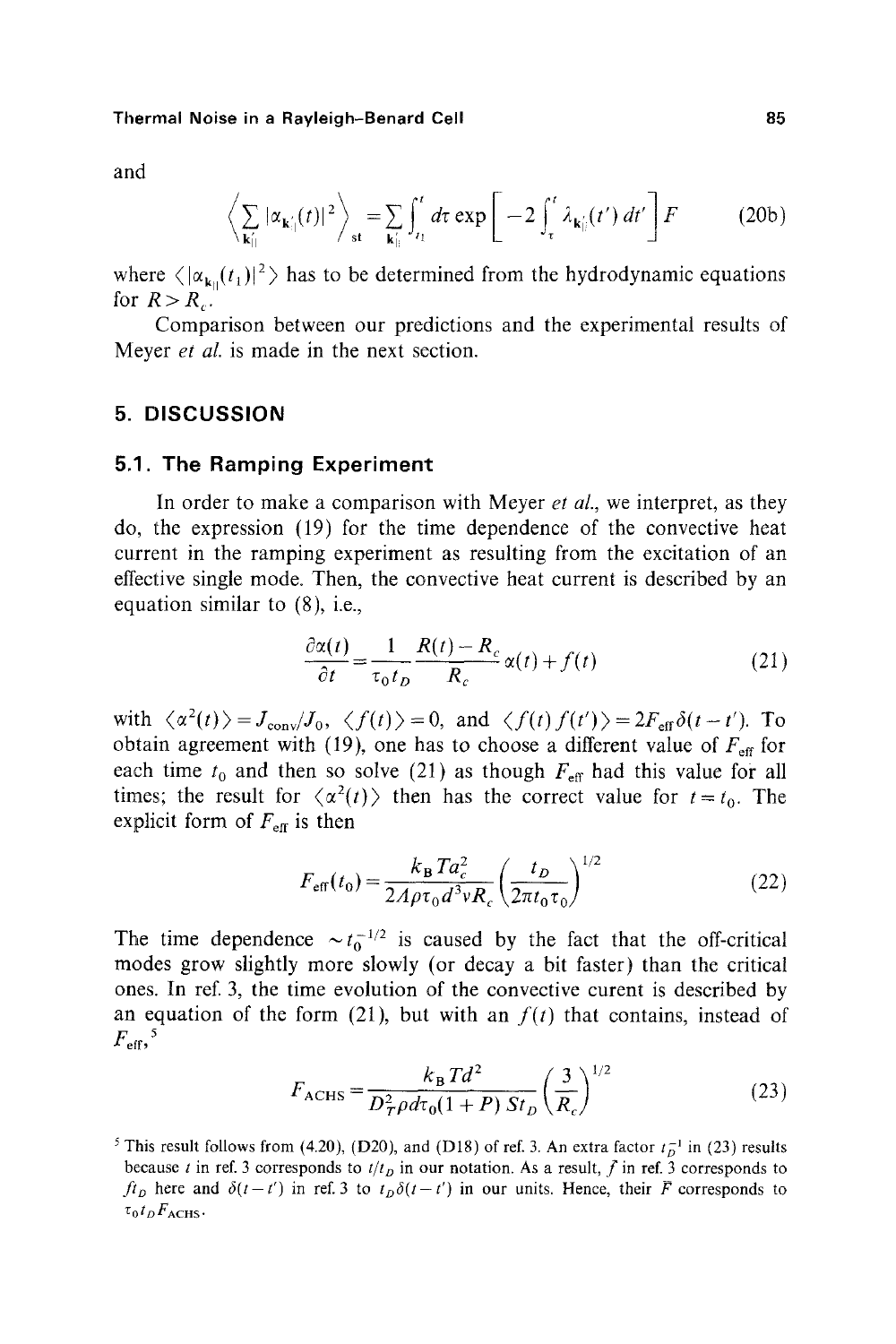and

$$\left\langle \sum_{\mathbf{k}'_{\parallel}} |\alpha_{\mathbf{k}'_{\parallel}}(t)|^2 \right\rangle_{\mathrm{st}} = \sum_{\mathbf{k}'_{\parallel}} \int_{t_1}^{t} d\tau \exp\left[ -2 \int_{\tau}^{t} \lambda_{\mathbf{k}'_{\parallel}}(t')\, dt' \right] F \tag{20b}$$

where $\langle |\alpha_{\mathbf{k}_{\parallel}}(t_1)|^2 \rangle$ has to be determined from the hydrodynamic equations for $R > R_c$.

Comparison between our predictions and the experimental results of Meyer *et al.* is made in the next section.

## 5. DISCUSSION

### 5.1. The Ramping Experiment

In order to make a comparison with Meyer *et al.*, we interpret, as they do, the expression (19) for the time dependence of the convective heat current in the ramping experiment as resulting from the excitation of an effective single mode. Then, the convective heat current is described by an equation similar to (8), i.e.,

$$\frac{\partial \alpha(t)}{\partial t} = \frac{1}{\tau_0 t_D} \frac{R(t) - R_c}{R_c} \alpha(t) + f(t) \tag{21}$$

with $\langle \alpha^2(t) \rangle = J_{\mathrm{conv}}/J_0$, $\langle f(t) \rangle = 0$, and $\langle f(t) f(t') \rangle = 2F_{\mathrm{eff}} \delta(t - t')$. To obtain agreement with (19), one has to choose a different value of $F_{\mathrm{eff}}$ for each time $t_0$ and then so solve (21) as though $F_{\mathrm{eff}}$ had this value for all times; the result for $\langle \alpha^2(t) \rangle$ then has the correct value for $t = t_0$. The explicit form of $F_{\mathrm{eff}}$ is then

$$F_{\mathrm{eff}}(t_0) = \frac{k_B T a_c^2}{2 A \rho \tau_0 d^3 \nu R_c} \left( \frac{t_D}{2\pi t_0 \tau_0} \right)^{1/2} \tag{22}$$

The time dependence $\sim t_0^{-1/2}$ is caused by the fact that the off-critical modes grow slightly more slowly (or decay a bit faster) than the critical ones. In ref. 3, the time evolution of the convective curent is described by an equation of the form (21), but with an $f(t)$ that contains, instead of $F_{\mathrm{eff}}$,[5]

$$F_{\mathrm{ACHS}} = \frac{k_B T d^2}{D_T^2 \rho d \tau_0 (1 + P)\, St_D} \left( \frac{3}{R_c} \right)^{1/2} \tag{23}$$

[5] This result follows from (4.20), (D20), and (D18) of ref. 3. An extra factor $t_D^{-1}$ in (23) results because $t$ in ref. 3 corresponds to $t/t_D$ in our notation. As a result, $\tilde{f}$ in ref. 3 corresponds to $f t_D$ here and $\delta(t - t')$ in ref. 3 to $t_D \delta(t - t')$ in our units. Hence, their $\tilde{F}$ corresponds to $\tau_0 t_D F_{\mathrm{ACHS}}$.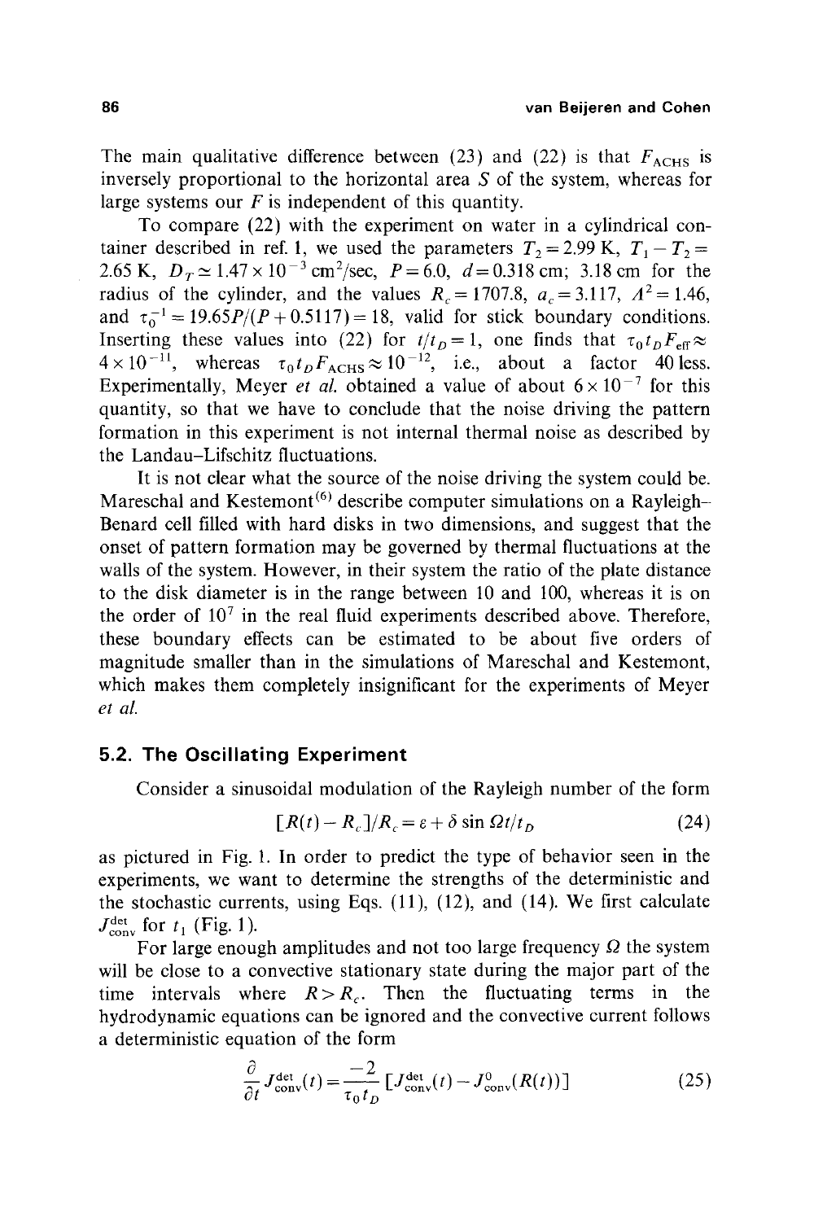The main qualitative difference between (23) and (22) is that $F_{\text{ACHS}}$ is inversely proportional to the horizontal area $S$ of the system, whereas for large systems our $F$ is independent of this quantity.

To compare (22) with the experiment on water in a cylindrical container described in ref. 1, we used the parameters $T_2 = 2.99$ K, $T_1 - T_2 = 2.65$ K, $D_T \simeq 1.47 \times 10^{-3}$ cm$^2$/sec, $P = 6.0$, $d = 0.318$ cm; 3.18 cm for the radius of the cylinder, and the values $R_c = 1707.8$, $a_c = 3.117$, $A^2 = 1.46$, and $\tau_0^{-1} = 19.65P/(P + 0.5117) = 18$, valid for stick boundary conditions. Inserting these values into (22) for $t/t_D = 1$, one finds that $\tau_0 t_D F_{\text{eff}} \approx 4 \times 10^{-11}$, whereas $\tau_0 t_D F_{\text{ACHS}} \approx 10^{-12}$, i.e., about a factor 40 less. Experimentally, Meyer *et al.* obtained a value of about $6 \times 10^{-7}$ for this quantity, so that we have to conclude that the noise driving the pattern formation in this experiment is not internal thermal noise as described by the Landau–Lifschitz fluctuations.

It is not clear what the source of the noise driving the system could be. Mareschal and Kestemont[6] describe computer simulations on a Rayleigh–Benard cell filled with hard disks in two dimensions, and suggest that the onset of pattern formation may be governed by thermal fluctuations at the walls of the system. However, in their system the ratio of the plate distance to the disk diameter is in the range between 10 and 100, whereas it is on the order of $10^7$ in the real fluid experiments described above. Therefore, these boundary effects can be estimated to be about five orders of magnitude smaller than in the simulations of Mareschal and Kestemont, which makes them completely insignificant for the experiments of Meyer *et al.*

### 5.2. The Oscillating Experiment

Consider a sinusoidal modulation of the Rayleigh number of the form

$$[R(t) - R_c]/R_c = \varepsilon + \delta \sin \Omega t/t_D \tag{24}$$

as pictured in Fig. 1. In order to predict the type of behavior seen in the experiments, we want to determine the strengths of the deterministic and the stochastic currents, using Eqs. (11), (12), and (14). We first calculate $J^{\text{det}}_{\text{conv}}$ for $t_1$ (Fig. 1).

For large enough amplitudes and not too large frequency $\Omega$ the system will be close to a convective stationary state during the major part of the time intervals where $R > R_c$. Then the fluctuating terms in the hydrodynamic equations can be ignored and the convective current follows a deterministic equation of the form

$$\frac{\partial}{\partial t} J^{\text{det}}_{\text{conv}}(t) = \frac{-2}{\tau_0 t_D} \left[ J^{\text{det}}_{\text{conv}}(t) - J^{0}_{\text{conv}}(R(t)) \right] \tag{25}$$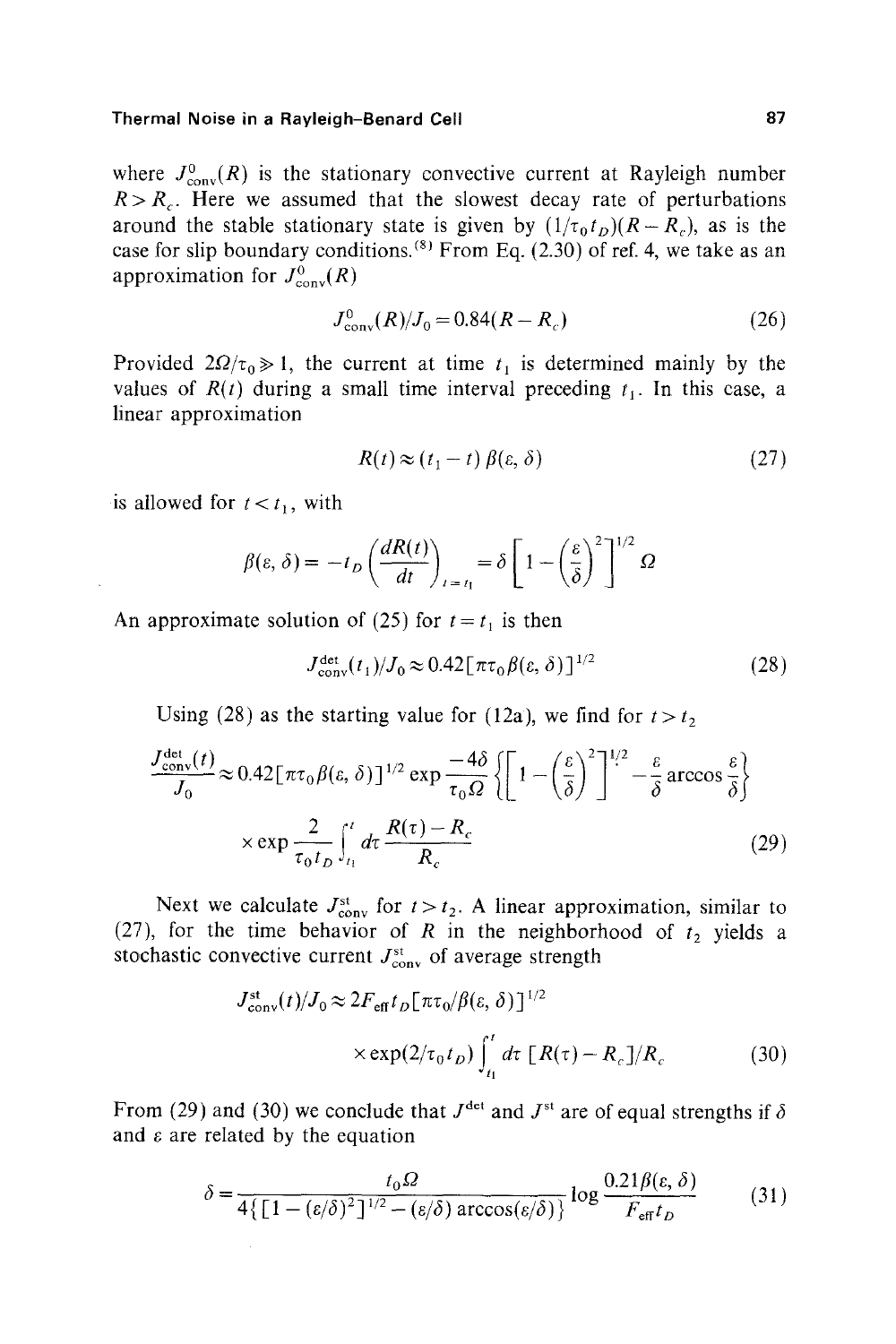where $J^0_{\text{conv}}(R)$ is the stationary convective current at Rayleigh number $R > R_c$. Here we assumed that the slowest decay rate of perturbations around the stable stationary state is given by $(1/\tau_0 t_D)(R - R_c)$, as is the case for slip boundary conditions.[8] From Eq. (2.30) of ref. 4, we take as an approximation for $J^0_{\text{conv}}(R)$

$$J^0_{\text{conv}}(R)/J_0 = 0.84(R - R_c) \tag{26}$$

Provided $2\Omega/\tau_0 \gg 1$, the current at time $t_1$ is determined mainly by the values of $R(t)$ during a small time interval preceding $t_1$. In this case, a linear approximation

$$R(t) \approx (t_1 - t)\,\beta(\varepsilon, \delta) \tag{27}$$

is allowed for $t < t_1$, with

$$\beta(\varepsilon, \delta) = -t_D \left(\frac{dR(t)}{dt}\right)_{t=t_1} = \delta \left[1 - \left(\frac{\varepsilon}{\delta}\right)^2\right]^{1/2} \Omega$$

An approximate solution of (25) for $t = t_1$ is then

$$J^{\text{det}}_{\text{conv}}(t_1)/J_0 \approx 0.42[\pi \tau_0 \beta(\varepsilon, \delta)]^{1/2} \tag{28}$$

Using (28) as the starting value for (12a), we find for $t > t_2$

$$\frac{J^{\text{det}}_{\text{conv}}(t)}{J_0} \approx 0.42[\pi\tau_0 \beta(\varepsilon, \delta)]^{1/2} \exp\frac{-4\delta}{\tau_0 \Omega}\left\{\left[1 - \left(\frac{\varepsilon}{\delta}\right)^2\right]^{1/2} - \frac{\varepsilon}{\delta}\arccos\frac{\varepsilon}{\delta}\right\}$$
$$\times \exp\frac{2}{\tau_0 t_D}\int_{t_1}^{t} d\tau\, \frac{R(\tau) - R_c}{R_c} \tag{29}$$

Next we calculate $J^{\text{st}}_{\text{conv}}$ for $t > t_2$. A linear approximation, similar to (27), for the time behavior of $R$ in the neighborhood of $t_2$ yields a stochastic convective current $J^{\text{st}}_{\text{conv}}$ of average strength

$$J^{\text{st}}_{\text{conv}}(t)/J_0 \approx 2F_{\text{eff}} t_D [\pi\tau_0/\beta(\varepsilon, \delta)]^{1/2}$$
$$\times \exp(2/\tau_0 t_D)\int_{t_1}^{t} d\tau\, [R(\tau) - R_c]/R_c \tag{30}$$

From (29) and (30) we conclude that $J^{\text{det}}$ and $J^{\text{st}}$ are of equal strengths if $\delta$ and $\varepsilon$ are related by the equation

$$\delta = \frac{t_0 \Omega}{4\{[1 - (\varepsilon/\delta)^2]^{1/2} - (\varepsilon/\delta)\arccos(\varepsilon/\delta)\}} \log\frac{0.21\beta(\varepsilon, \delta)}{F_{\text{eff}} t_D} \tag{31}$$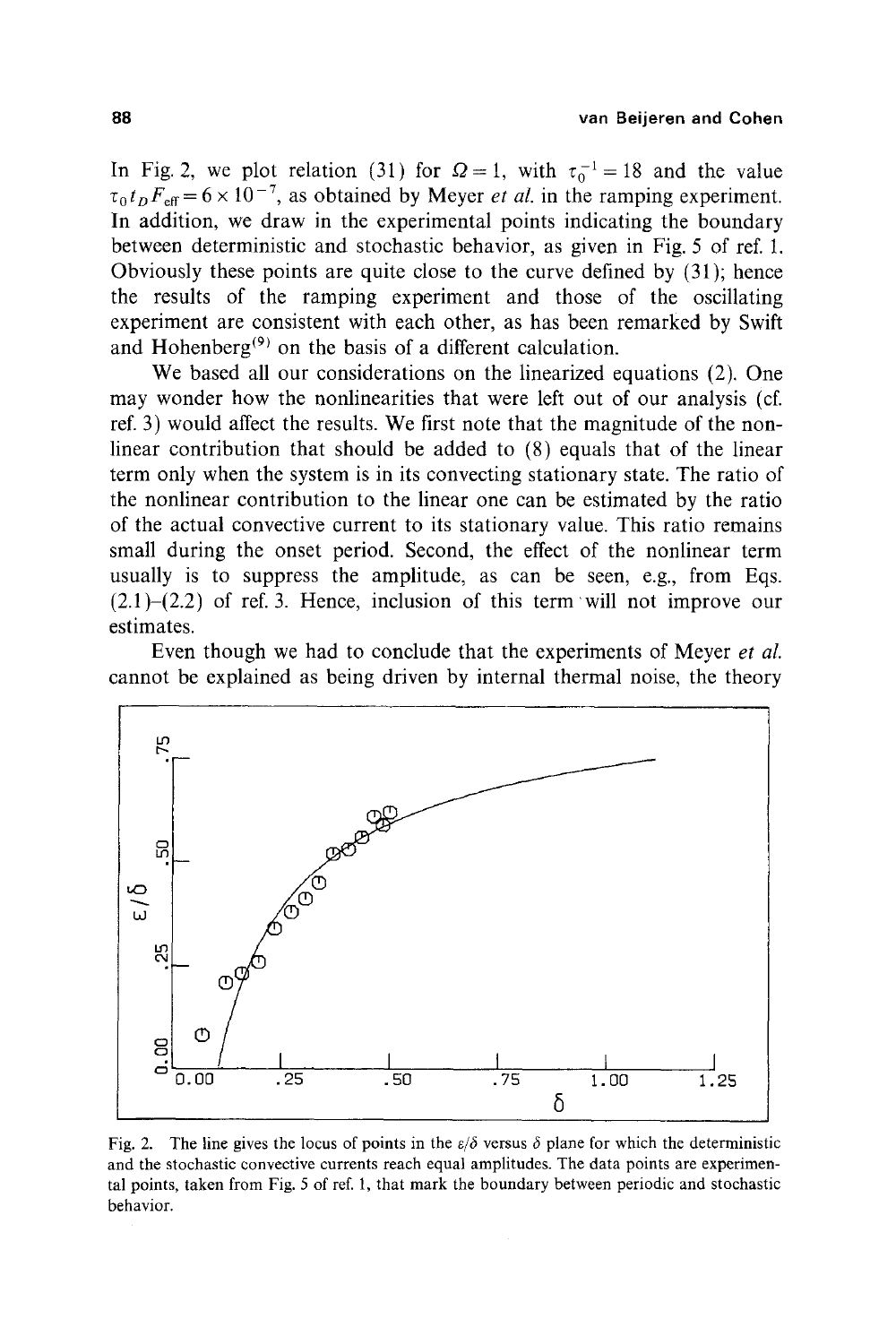In Fig. 2, we plot relation (31) for $\Omega = 1$, with $\tau_0^{-1} = 18$ and the value $\tau_0 t_D F_{\text{eff}} = 6 \times 10^{-7}$, as obtained by Meyer *et al.* in the ramping experiment. In addition, we draw in the experimental points indicating the boundary between deterministic and stochastic behavior, as given in Fig. 5 of ref. 1. Obviously these points are quite close to the curve defined by (31); hence the results of the ramping experiment and those of the oscillating experiment are consistent with each other, as has been remarked by Swift and Hohenberg[9] on the basis of a different calculation.

We based all our considerations on the linearized equations (2). One may wonder how the nonlinearities that were left out of our analysis (cf. ref. 3) would affect the results. We first note that the magnitude of the nonlinear contribution that should be added to (8) equals that of the linear term only when the system is in its convecting stationary state. The ratio of the nonlinear contribution to the linear one can be estimated by the ratio of the actual convective current to its stationary value. This ratio remains small during the onset period. Second, the effect of the nonlinear term usually is to suppress the amplitude, as can be seen, e.g., from Eqs. (2.1)–(2.2) of ref. 3. Hence, inclusion of this term will not improve our estimates.

Even though we had to conclude that the experiments of Meyer *et al.* cannot be explained as being driven by internal thermal noise, the theory

Fig. 2. The line gives the locus of points in the $\varepsilon/\delta$ versus $\delta$ plane for which the deterministic and the stochastic convective currents reach equal amplitudes. The data points are experimental points, taken from Fig. 5 of ref. 1, that mark the boundary between periodic and stochastic behavior.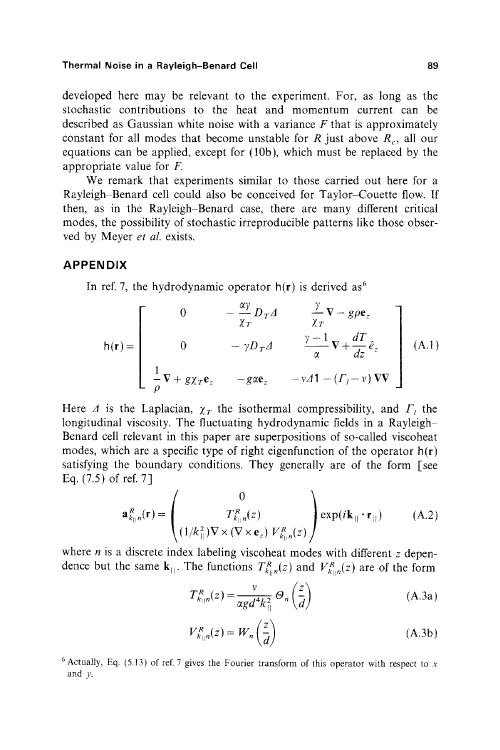developed here may be relevant to the experiment. For, as long as the stochastic contributions to the heat and momentum current can be described as Gaussian white noise with a variance $F$ that is approximately constant for all modes that become unstable for $R$ just above $R_c$, all our equations can be applied, except for (10b), which must be replaced by the appropriate value for $F$.

We remark that experiments similar to those carried out here for a Rayleigh–Benard cell could also be conceived for Taylor–Couette flow. If then, as in the Rayleigh–Benard case, there are many different critical modes, the possibility of stochastic irreproducible patterns like those observed by Meyer *et al.* exists.

## APPENDIX

In ref. 7, the hydrodynamic operator $\mathsf{h}(\mathbf{r})$ is derived as[6]

$$\mathsf{h}(\mathbf{r}) = \begin{bmatrix} 0 & -\dfrac{\alpha\gamma}{\chi_T} D_T \Delta & \dfrac{\gamma}{\chi_T} \nabla - g\rho \mathbf{e}_z \\[2ex] 0 & -\gamma D_T \Delta & \dfrac{\gamma - 1}{\alpha} \nabla + \dfrac{dT}{dz} \hat{e}_z \\[2ex] \dfrac{1}{\rho} \nabla + g\chi_T \mathbf{e}_z & -g\alpha \mathbf{e}_z & -\nu \Delta \mathsf{1} - (\Gamma_l - \nu) \nabla\nabla \end{bmatrix} \tag{A.1}$$

Here $\Delta$ is the Laplacian, $\chi_T$ the isothermal compressibility, and $\Gamma_l$ the longitudinal viscosity. The fluctuating hydrodynamic fields in a Rayleigh–Benard cell relevant in this paper are superpositions of so-called viscoheat modes, which are a specific type of right eigenfunction of the operator $\mathsf{h}(\mathbf{r})$ satisfying the boundary conditions. They generally are of the form [see Eq. (7.5) of ref. 7]

$$\mathbf{a}^R_{k_\parallel n}(\mathbf{r}) = \begin{pmatrix} 0 \\ T^R_{k_\parallel n}(z) \\ (1/k_\parallel^2) \nabla \times (\nabla \times \mathbf{e}_z) V^R_{k_\parallel n}(z) \end{pmatrix} \exp(i\mathbf{k}_\parallel \cdot \mathbf{r}_\parallel) \tag{A.2}$$

where $n$ is a discrete index labeling viscoheat modes with different $z$ dependence but the same $\mathbf{k}_\parallel$. The functions $T^R_{k_\parallel n}(z)$ and $V^R_{k_\parallel n}(z)$ are of the form

$$T^R_{k_\parallel n}(z) = \frac{\nu}{\alpha g d^4 k_\parallel^2} \Theta_n\left(\frac{z}{d}\right) \tag{A.3a}$$

$$V^R_{k_\parallel n}(z) = W_n\left(\frac{z}{d}\right) \tag{A.3b}$$

[6] Actually, Eq. (5.13) of ref. 7 gives the Fourier transform of this operator with respect to $x$ and $y$.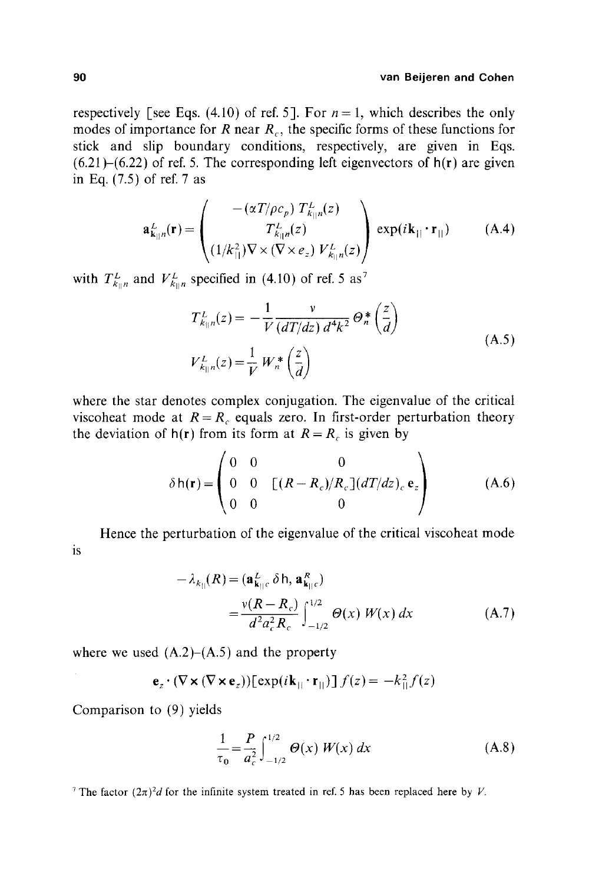respectively [see Eqs. (4.10) of ref. 5]. For $n = 1$, which describes the only modes of importance for $R$ near $R_c$, the specific forms of these functions for stick and slip boundary conditions, respectively, are given in Eqs. (6.21)–(6.22) of ref. 5. The corresponding left eigenvectors of $\mathsf{h}(\mathbf{r})$ are given in Eq. (7.5) of ref. 7 as

$$\mathbf{a}^L_{\mathbf{k}_{\|}n}(\mathbf{r}) = \begin{pmatrix} -(\alpha T/\rho c_p)\, T^L_{k_{\|}n}(z) \\ T^L_{k_{\|}n}(z) \\ (1/k_{\|}^2)\nabla\times(\nabla\times e_z)\, V^L_{k_{\|}n}(z) \end{pmatrix} \exp(i\mathbf{k}_{\|}\cdot\mathbf{r}_{\|}) \tag{A.4}$$

with $T^L_{k_{\|}n}$ and $V^L_{k_{\|}n}$ specified in (4.10) of ref. 5 as[7]

$$\begin{aligned} T^L_{k_{\|}n}(z) &= -\frac{1}{V}\frac{\nu}{(dT/dz)\, d^4 k^2}\, \Theta^*_n\left(\frac{z}{d}\right) \\ V^L_{k_{\|}n}(z) &= \frac{1}{V}\, W^*_n\left(\frac{z}{d}\right) \end{aligned} \tag{A.5}$$

where the star denotes complex conjugation. The eigenvalue of the critical viscoheat mode at $R = R_c$ equals zero. In first-order perturbation theory the deviation of $\mathsf{h}(\mathbf{r})$ from its form at $R = R_c$ is given by

$$\delta\mathsf{h}(\mathbf{r}) = \begin{pmatrix} 0 & 0 & 0 \\ 0 & 0 & [(R-R_c)/R_c](dT/dz)_c\, \mathbf{e}_z \\ 0 & 0 & 0 \end{pmatrix} \tag{A.6}$$

Hence the perturbation of the eigenvalue of the critical viscoheat mode is

$$\begin{aligned} -\lambda_{k_{\|}}(R) &= (\mathbf{a}^L_{\mathbf{k}_{\|}c}\, \delta\mathsf{h},\, \mathbf{a}^R_{\mathbf{k}_{\|}c}) \\ &= \frac{\nu(R-R_c)}{d^2 a_c^2 R_c}\int_{-1/2}^{1/2} \Theta(x)\, W(x)\, dx \end{aligned} \tag{A.7}$$

where we used (A.2)–(A.5) and the property

$$\mathbf{e}_z\cdot(\nabla\times(\nabla\times\mathbf{e}_z))[\exp(i\mathbf{k}_{\|}\cdot\mathbf{r}_{\|})]\, f(z) = -k_{\|}^2 f(z)$$

Comparison to (9) yields

$$\frac{1}{\tau_0} = \frac{P}{a_c^2}\int_{-1/2}^{1/2} \Theta(x)\, W(x)\, dx \tag{A.8}$$

[7] The factor $(2\pi)^2 d$ for the infinite system treated in ref. 5 has been replaced here by $V$.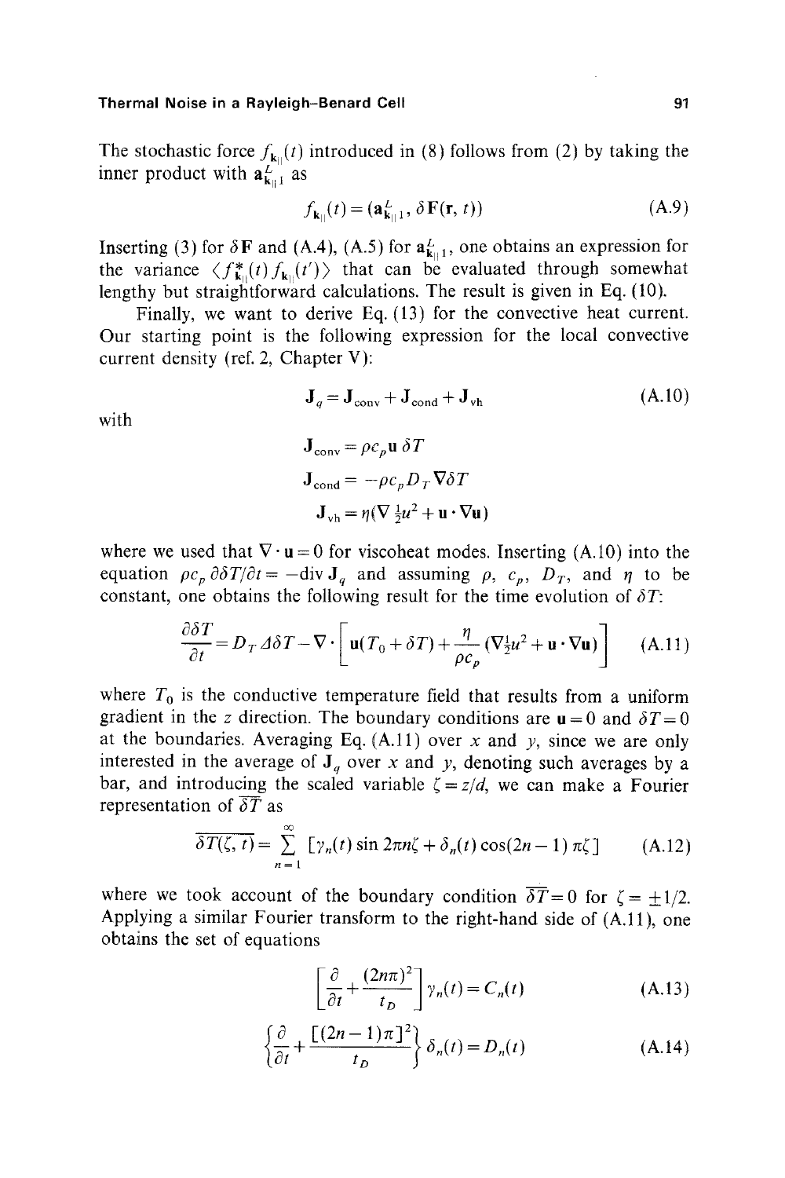The stochastic force $f_{\mathbf{k}_\parallel}(t)$ introduced in (8) follows from (2) by taking the inner product with $\mathbf{a}^L_{\mathbf{k}_\parallel 1}$ as

$$f_{\mathbf{k}_\parallel}(t) = (\mathbf{a}^L_{\mathbf{k}_\parallel 1}, \delta\mathbf{F}(\mathbf{r}, t)) \tag{A.9}$$

Inserting (3) for $\delta\mathbf{F}$ and (A.4), (A.5) for $\mathbf{a}^L_{\mathbf{k}_\parallel 1}$, one obtains an expression for the variance $\langle f^*_{\mathbf{k}_\parallel}(t) f_{\mathbf{k}_\parallel}(t') \rangle$ that can be evaluated through somewhat lengthy but straightforward calculations. The result is given in Eq. (10).

Finally, we want to derive Eq. (13) for the convective heat current. Our starting point is the following expression for the local convective current density (ref. 2, Chapter V):

$$\mathbf{J}_q = \mathbf{J}_{\text{conv}} + \mathbf{J}_{\text{cond}} + \mathbf{J}_{\text{vh}} \tag{A.10}$$

with

$$\mathbf{J}_{\text{conv}} = \rho c_p \mathbf{u}\, \delta T$$

$$\mathbf{J}_{\text{cond}} = -\rho c_p D_T \nabla \delta T$$

$$\mathbf{J}_{\text{vh}} = \eta(\nabla \tfrac{1}{2} u^2 + \mathbf{u} \cdot \nabla \mathbf{u})$$

where we used that $\nabla \cdot \mathbf{u} = 0$ for viscoheat modes. Inserting (A.10) into the equation $\rho c_p\, \partial \delta T/\partial t = -\text{div}\, \mathbf{J}_q$ and assuming $\rho$, $c_p$, $D_T$, and $\eta$ to be constant, one obtains the following result for the time evolution of $\delta T$:

$$\frac{\partial \delta T}{\partial t} = D_T \Delta \delta T - \nabla \cdot \left[ \mathbf{u}(T_0 + \delta T) + \frac{\eta}{\rho c_p} (\nabla \tfrac{1}{2} u^2 + \mathbf{u} \cdot \nabla \mathbf{u}) \right] \tag{A.11}$$

where $T_0$ is the conductive temperature field that results from a uniform gradient in the $z$ direction. The boundary conditions are $\mathbf{u} = 0$ and $\delta T = 0$ at the boundaries. Averaging Eq. (A.11) over $x$ and $y$, since we are only interested in the average of $\mathbf{J}_q$ over $x$ and $y$, denoting such averages by a bar, and introducing the scaled variable $\zeta = z/d$, we can make a Fourier representation of $\overline{\delta T}$ as

$$\overline{\delta T(\zeta, t)} = \sum_{n=1}^{\infty} [\gamma_n(t) \sin 2\pi n \zeta + \delta_n(t) \cos(2n-1)\pi\zeta] \tag{A.12}$$

where we took account of the boundary condition $\overline{\delta T} = 0$ for $\zeta = \pm 1/2$. Applying a similar Fourier transform to the right-hand side of (A.11), one obtains the set of equations

$$\left[ \frac{\partial}{\partial t} + \frac{(2n\pi)^2}{t_D} \right] \gamma_n(t) = C_n(t) \tag{A.13}$$

$$\left\{ \frac{\partial}{\partial t} + \frac{[(2n-1)\pi]^2}{t_D} \right\} \delta_n(t) = D_n(t) \tag{A.14}$$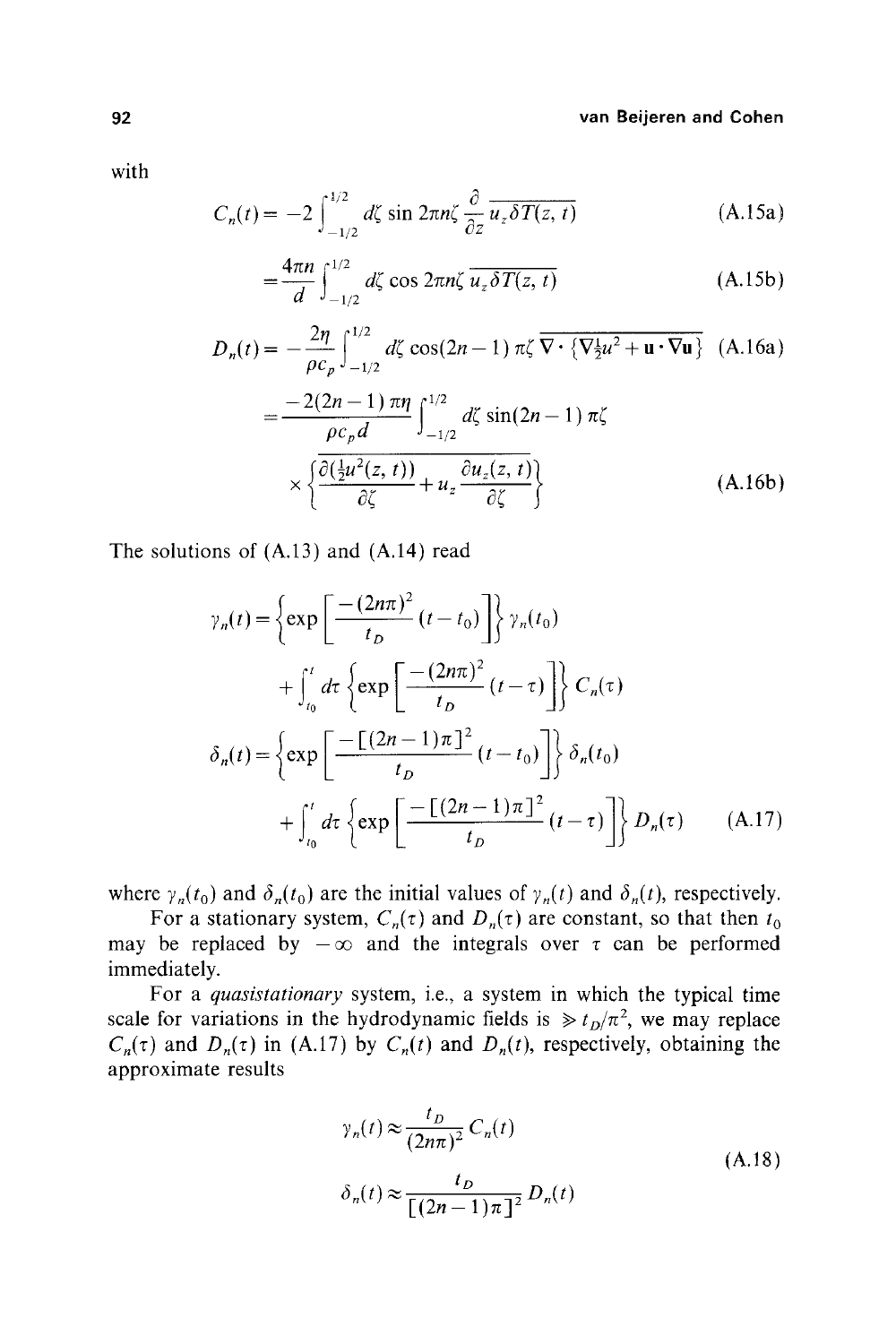with

$$C_n(t) = -2\int_{-1/2}^{1/2} d\zeta \sin 2\pi n\zeta \frac{\partial}{\partial z} \overline{u_z \delta T(z,t)} \tag{A.15a}$$

$$= \frac{4\pi n}{d}\int_{-1/2}^{1/2} d\zeta \cos 2\pi n\zeta \, \overline{u_z \delta T(z,t)} \tag{A.15b}$$

$$D_n(t) = -\frac{2\eta}{\rho c_p}\int_{-1/2}^{1/2} d\zeta \cos(2n-1)\pi\zeta \, \overline{\nabla \cdot \{\nabla \tfrac{1}{2}u^2 + \mathbf{u}\cdot\nabla\mathbf{u}\}} \tag{A.16a}$$

$$= \frac{-2(2n-1)\pi\eta}{\rho c_p d}\int_{-1/2}^{1/2} d\zeta \sin(2n-1)\pi\zeta \times \overline{\left\{\frac{\partial(\frac{1}{2}u^2(z,t))}{\partial\zeta} + u_z\frac{\partial u_z(z,t)}{\partial\zeta}\right\}} \tag{A.16b}$$

The solutions of (A.13) and (A.14) read

$$\begin{aligned}
\gamma_n(t) &= \left\{\exp\left[\frac{-(2n\pi)^2}{t_D}(t-t_0)\right]\right\}\gamma_n(t_0) \\
&\quad + \int_{t_0}^{t} d\tau \left\{\exp\left[\frac{-(2n\pi)^2}{t_D}(t-\tau)\right]\right\} C_n(\tau) \\
\delta_n(t) &= \left\{\exp\left[\frac{-[(2n-1)\pi]^2}{t_D}(t-t_0)\right]\right\}\delta_n(t_0) \\
&\quad + \int_{t_0}^{t} d\tau \left\{\exp\left[\frac{-[(2n-1)\pi]^2}{t_D}(t-\tau)\right]\right\} D_n(\tau)
\end{aligned} \tag{A.17}$$

where $\gamma_n(t_0)$ and $\delta_n(t_0)$ are the initial values of $\gamma_n(t)$ and $\delta_n(t)$, respectively.

For a stationary system, $C_n(\tau)$ and $D_n(\tau)$ are constant, so that then $t_0$ may be replaced by $-\infty$ and the integrals over $\tau$ can be performed immediately.

For a *quasistationary* system, i.e., a system in which the typical time scale for variations in the hydrodynamic fields is $\gg t_D/\pi^2$, we may replace $C_n(\tau)$ and $D_n(\tau)$ in (A.17) by $C_n(t)$ and $D_n(t)$, respectively, obtaining the approximate results

$$\begin{aligned}
\gamma_n(t) &\approx \frac{t_D}{(2n\pi)^2} C_n(t) \\
\delta_n(t) &\approx \frac{t_D}{[(2n-1)\pi]^2} D_n(t)
\end{aligned} \tag{A.18}$$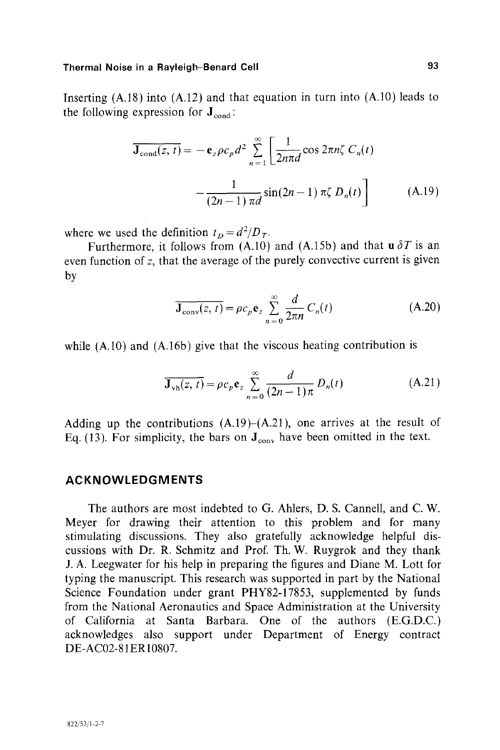Inserting (A.18) into (A.12) and that equation in turn into (A.10) leads to the following expression for $\mathbf{J}_{\text{cond}}$:

$$\overline{\mathbf{J}_{\text{cond}}(z,t)} = -\mathbf{e}_z \rho c_p d^2 \sum_{n=1}^{\infty} \left[ \frac{1}{2n\pi d} \cos 2\pi n \zeta \, C_n(t) - \frac{1}{(2n-1)\pi d} \sin(2n-1)\pi\zeta \, D_n(t) \right] \tag{A.19}$$

where we used the definition $t_D = d^2/D_T$.

Furthermore, it follows from (A.10) and (A.15b) and that $\mathbf{u}\,\delta T$ is an even function of $z$, that the average of the purely convective current is given by

$$\overline{\mathbf{J}_{\text{conv}}(z,t)} = \rho c_p \mathbf{e}_z \sum_{n=0}^{\infty} \frac{d}{2\pi n} C_n(t) \tag{A.20}$$

while (A.10) and (A.16b) give that the viscous heating contribution is

$$\overline{\mathbf{J}_{\text{vh}}(z,t)} = \rho c_p \mathbf{e}_z \sum_{n=0}^{\infty} \frac{d}{(2n-1)\pi} D_n(t) \tag{A.21}$$

Adding up the contributions (A.19)–(A.21), one arrives at the result of Eq. (13). For simplicity, the bars on $\mathbf{J}_{\text{conv}}$ have been omitted in the text.

## ACKNOWLEDGMENTS

The authors are most indebted to G. Ahlers, D. S. Cannell, and C. W. Meyer for drawing their attention to this problem and for many stimulating discussions. They also gratefully acknowledge helpful discussions with Dr. R. Schmitz and Prof. Th. W. Ruygrok and they thank J. A. Leegwater for his help in preparing the figures and Diane M. Lott for typing the manuscript. This research was supported in part by the National Science Foundation under grant PHY82-17853, supplemented by funds from the National Aeronautics and Space Administration at the University of California at Santa Barbara. One of the authors (E.G.D.C.) acknowledges also support under Department of Energy contract DE-AC02-81ER10807.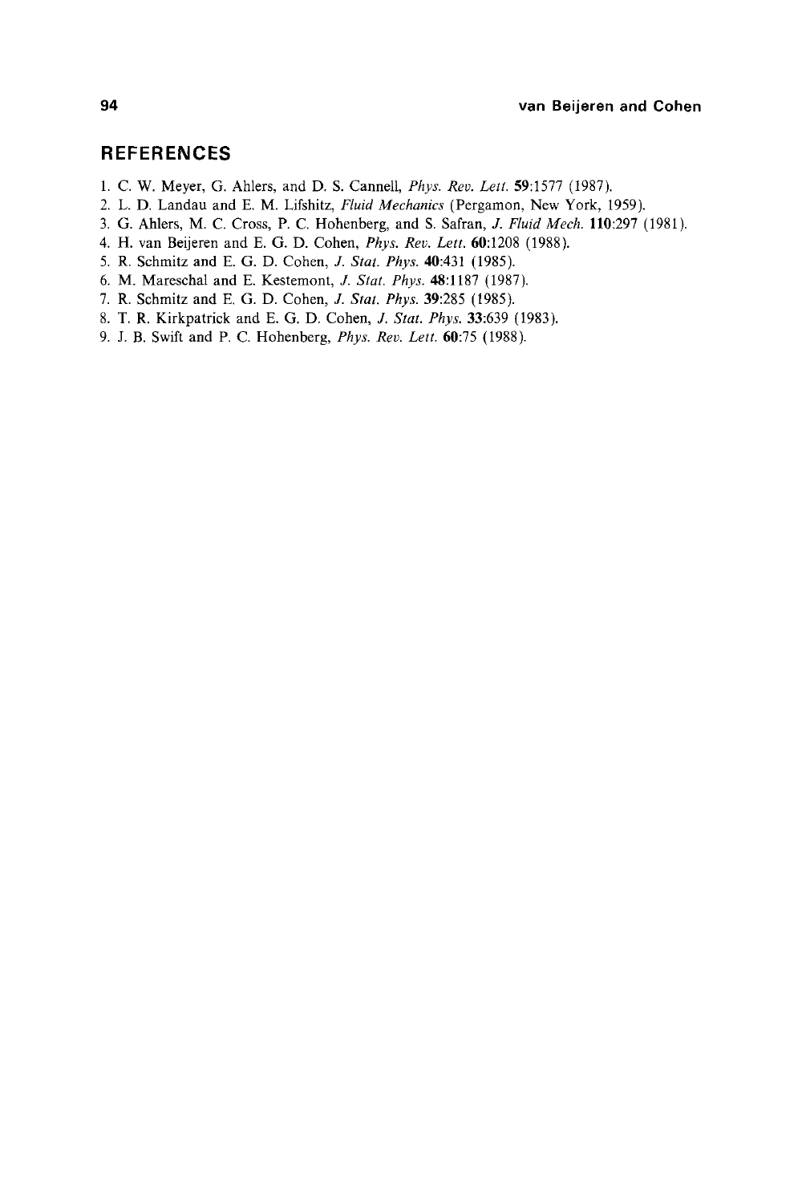## REFERENCES

1. C. W. Meyer, G. Ahlers, and D. S. Cannell, *Phys. Rev. Lett.* **59**:1577 (1987).
2. L. D. Landau and E. M. Lifshitz, *Fluid Mechanics* (Pergamon, New York, 1959).
3. G. Ahlers, M. C. Cross, P. C. Hohenberg, and S. Safran, *J. Fluid Mech.* **110**:297 (1981).
4. H. van Beijeren and E. G. D. Cohen, *Phys. Rev. Lett.* **60**:1208 (1988).
5. R. Schmitz and E. G. D. Cohen, *J. Stat. Phys.* **40**:431 (1985).
6. M. Mareschal and E. Kestemont, *J. Stat. Phys.* **48**:1187 (1987).
7. R. Schmitz and E. G. D. Cohen, *J. Stat. Phys.* **39**:285 (1985).
8. T. R. Kirkpatrick and E. G. D. Cohen, *J. Stat. Phys.* **33**:639 (1983).
9. J. B. Swift and P. C. Hohenberg, *Phys. Rev. Lett.* **60**:75 (1988).